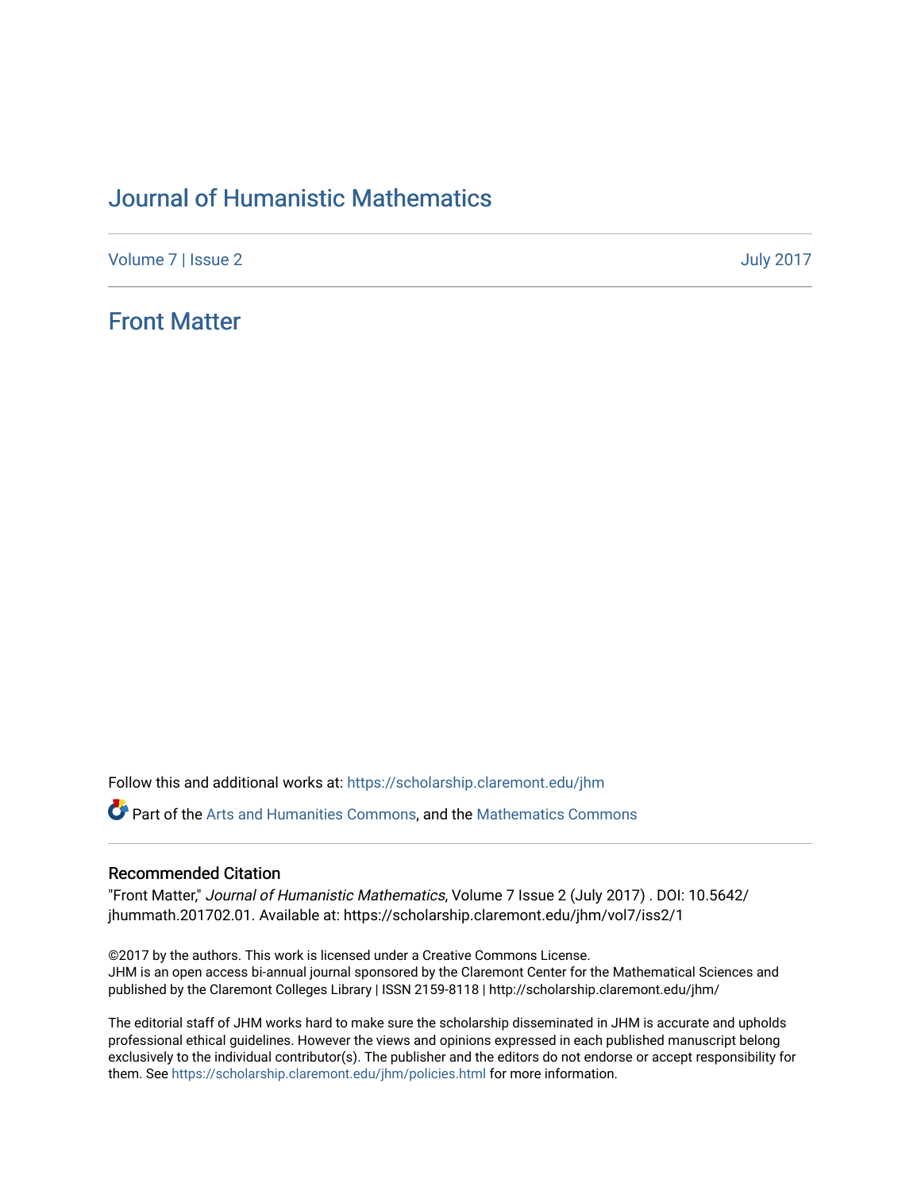# Journal of Humanistic Mathematics

Volume 7 | Issue 2 July 2017

## Front Matter

Follow this and additional works at: https://scholarship.claremont.edu/jhm

Part of the Arts and Humanities Commons, and the Mathematics Commons

### Recommended Citation

"Front Matter," *Journal of Humanistic Mathematics*, Volume 7 Issue 2 (July 2017) . DOI: 10.5642/jhummath.201702.01. Available at: https://scholarship.claremont.edu/jhm/vol7/iss2/1

©2017 by the authors. This work is licensed under a Creative Commons License.
JHM is an open access bi-annual journal sponsored by the Claremont Center for the Mathematical Sciences and published by the Claremont Colleges Library | ISSN 2159-8118 | http://scholarship.claremont.edu/jhm/

The editorial staff of JHM works hard to make sure the scholarship disseminated in JHM is accurate and upholds professional ethical guidelines. However the views and opinions expressed in each published manuscript belong exclusively to the individual contributor(s). The publisher and the editors do not endorse or accept responsibility for them. See https://scholarship.claremont.edu/jhm/policies.html for more information.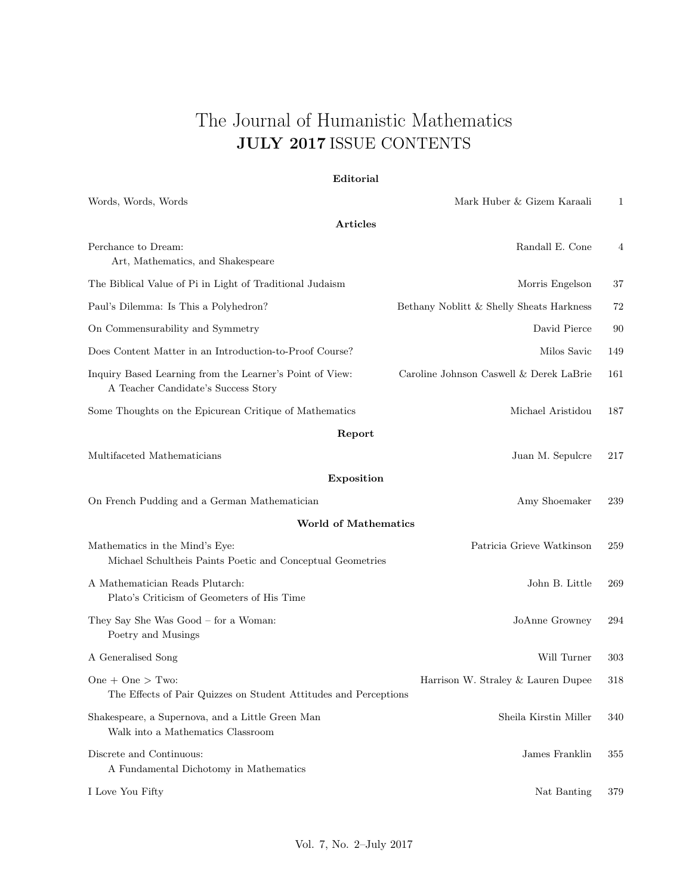# The Journal of Humanistic Mathematics
## **JULY 2017** ISSUE CONTENTS

### Editorial

| | | |
|---|---|---|
| Words, Words, Words | Mark Huber & Gizem Karaali | 1 |

### Articles

| | | |
|---|---|---|
| Perchance to Dream: Art, Mathematics, and Shakespeare | Randall E. Cone | 4 |
| The Biblical Value of Pi in Light of Traditional Judaism | Morris Engelson | 37 |
| Paul's Dilemma: Is This a Polyhedron? | Bethany Noblitt & Shelly Sheats Harkness | 72 |
| On Commensurability and Symmetry | David Pierce | 90 |
| Does Content Matter in an Introduction-to-Proof Course? | Milos Savic | 149 |
| Inquiry Based Learning from the Learner's Point of View: A Teacher Candidate's Success Story | Caroline Johnson Caswell & Derek LaBrie | 161 |
| Some Thoughts on the Epicurean Critique of Mathematics | Michael Aristidou | 187 |

### Report

| | | |
|---|---|---|
| Multifaceted Mathematicians | Juan M. Sepulcre | 217 |

### Exposition

| | | |
|---|---|---|
| On French Pudding and a German Mathematician | Amy Shoemaker | 239 |

### World of Mathematics

| | | |
|---|---|---|
| Mathematics in the Mind's Eye: Michael Schultheis Paints Poetic and Conceptual Geometries | Patricia Grieve Watkinson | 259 |
| A Mathematician Reads Plutarch: Plato's Criticism of Geometers of His Time | John B. Little | 269 |
| They Say She Was Good – for a Woman: Poetry and Musings | JoAnne Growney | 294 |
| A Generalised Song | Will Turner | 303 |
| One + One > Two: The Effects of Pair Quizzes on Student Attitudes and Perceptions | Harrison W. Straley & Lauren Dupee | 318 |
| Shakespeare, a Supernova, and a Little Green Man Walk into a Mathematics Classroom | Sheila Kirstin Miller | 340 |
| Discrete and Continuous: A Fundamental Dichotomy in Mathematics | James Franklin | 355 |
| I Love You Fifty | Nat Banting | 379 |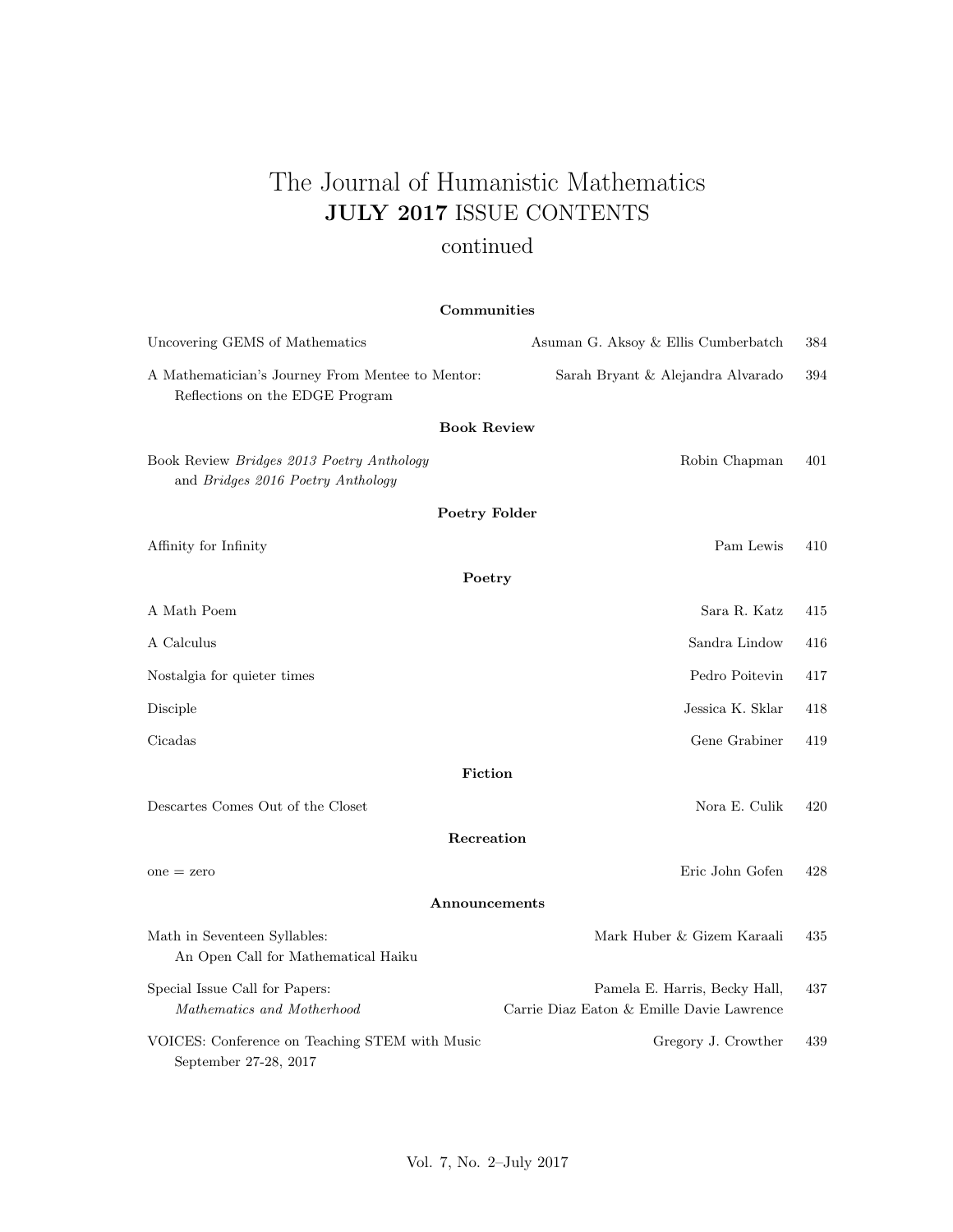# The Journal of Humanistic Mathematics
## **JULY 2017** ISSUE CONTENTS
### continued

**Communities**

| | | |
|---|---|---|
| Uncovering GEMS of Mathematics | Asuman G. Aksoy & Ellis Cumberbatch | 384 |
| A Mathematician's Journey From Mentee to Mentor: Reflections on the EDGE Program | Sarah Bryant & Alejandra Alvarado | 394 |

**Book Review**

| | | |
|---|---|---|
| Book Review *Bridges 2013 Poetry Anthology* and *Bridges 2016 Poetry Anthology* | Robin Chapman | 401 |

**Poetry Folder**

| | | |
|---|---|---|
| Affinity for Infinity | Pam Lewis | 410 |

**Poetry**

| | | |
|---|---|---|
| A Math Poem | Sara R. Katz | 415 |
| A Calculus | Sandra Lindow | 416 |
| Nostalgia for quieter times | Pedro Poitevin | 417 |
| Disciple | Jessica K. Sklar | 418 |
| Cicadas | Gene Grabiner | 419 |

**Fiction**

| | | |
|---|---|---|
| Descartes Comes Out of the Closet | Nora E. Culik | 420 |

**Recreation**

| | | |
|---|---|---|
| one = zero | Eric John Gofen | 428 |

**Announcements**

| | | |
|---|---|---|
| Math in Seventeen Syllables: An Open Call for Mathematical Haiku | Mark Huber & Gizem Karaali | 435 |
| Special Issue Call for Papers: *Mathematics and Motherhood* | Pamela E. Harris, Becky Hall, Carrie Diaz Eaton & Emille Davie Lawrence | 437 |
| VOICES: Conference on Teaching STEM with Music September 27-28, 2017 | Gregory J. Crowther | 439 |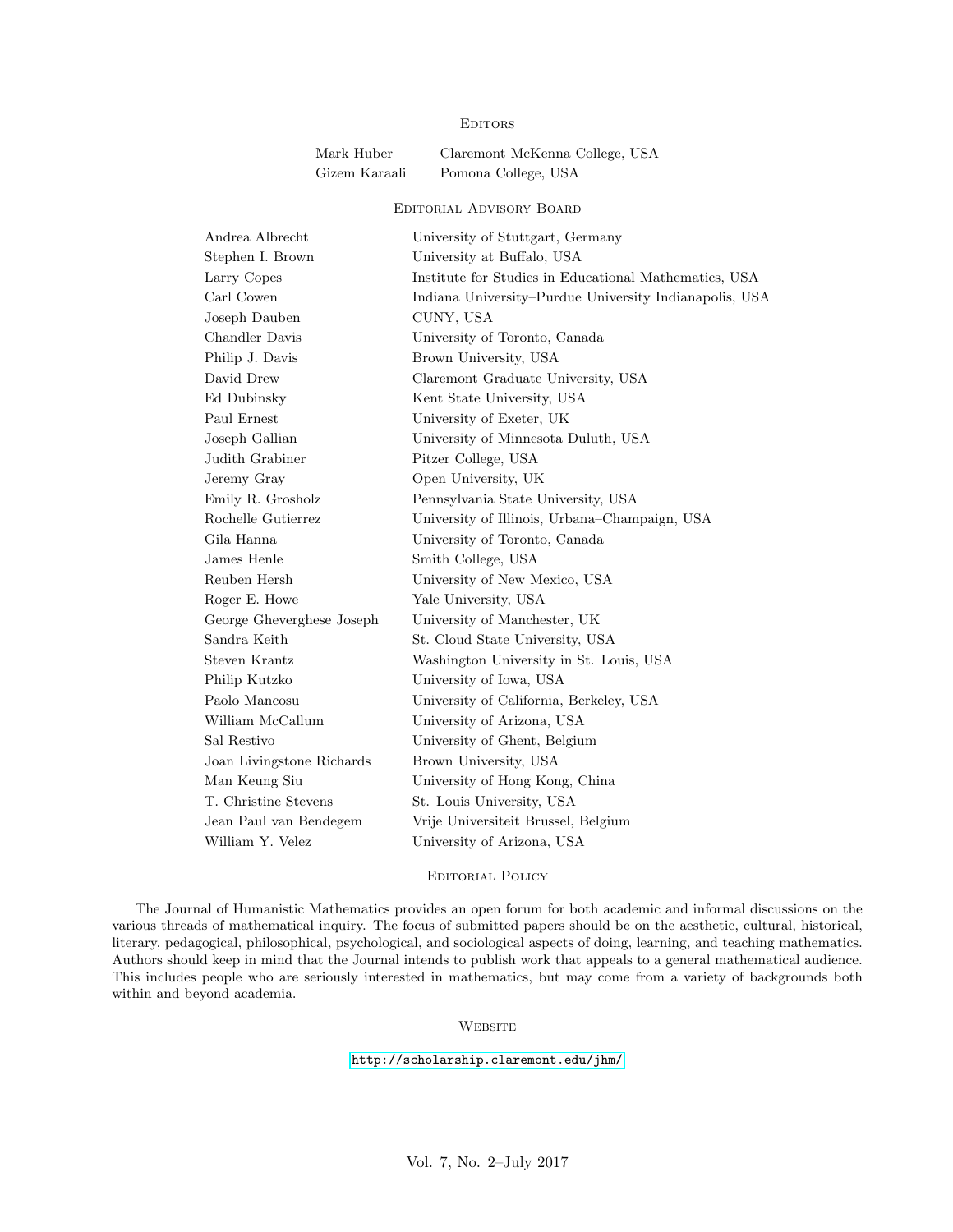## Editors

| | |
|---|---|
| Mark Huber | Claremont McKenna College, USA |
| Gizem Karaali | Pomona College, USA |

## Editorial Advisory Board

| | |
|---|---|
| Andrea Albrecht | University of Stuttgart, Germany |
| Stephen I. Brown | University at Buffalo, USA |
| Larry Copes | Institute for Studies in Educational Mathematics, USA |
| Carl Cowen | Indiana University–Purdue University Indianapolis, USA |
| Joseph Dauben | CUNY, USA |
| Chandler Davis | University of Toronto, Canada |
| Philip J. Davis | Brown University, USA |
| David Drew | Claremont Graduate University, USA |
| Ed Dubinsky | Kent State University, USA |
| Paul Ernest | University of Exeter, UK |
| Joseph Gallian | University of Minnesota Duluth, USA |
| Judith Grabiner | Pitzer College, USA |
| Jeremy Gray | Open University, UK |
| Emily R. Grosholz | Pennsylvania State University, USA |
| Rochelle Gutierrez | University of Illinois, Urbana–Champaign, USA |
| Gila Hanna | University of Toronto, Canada |
| James Henle | Smith College, USA |
| Reuben Hersh | University of New Mexico, USA |
| Roger E. Howe | Yale University, USA |
| George Gheverghese Joseph | University of Manchester, UK |
| Sandra Keith | St. Cloud State University, USA |
| Steven Krantz | Washington University in St. Louis, USA |
| Philip Kutzko | University of Iowa, USA |
| Paolo Mancosu | University of California, Berkeley, USA |
| William McCallum | University of Arizona, USA |
| Sal Restivo | University of Ghent, Belgium |
| Joan Livingstone Richards | Brown University, USA |
| Man Keung Siu | University of Hong Kong, China |
| T. Christine Stevens | St. Louis University, USA |
| Jean Paul van Bendegem | Vrije Universiteit Brussel, Belgium |
| William Y. Velez | University of Arizona, USA |

## Editorial Policy

The Journal of Humanistic Mathematics provides an open forum for both academic and informal discussions on the various threads of mathematical inquiry. The focus of submitted papers should be on the aesthetic, cultural, historical, literary, pedagogical, philosophical, psychological, and sociological aspects of doing, learning, and teaching mathematics. Authors should keep in mind that the Journal intends to publish work that appeals to a general mathematical audience. This includes people who are seriously interested in mathematics, but may come from a variety of backgrounds both within and beyond academia.

## Website

http://scholarship.claremont.edu/jhm/

Vol. 7, No. 2–July 2017